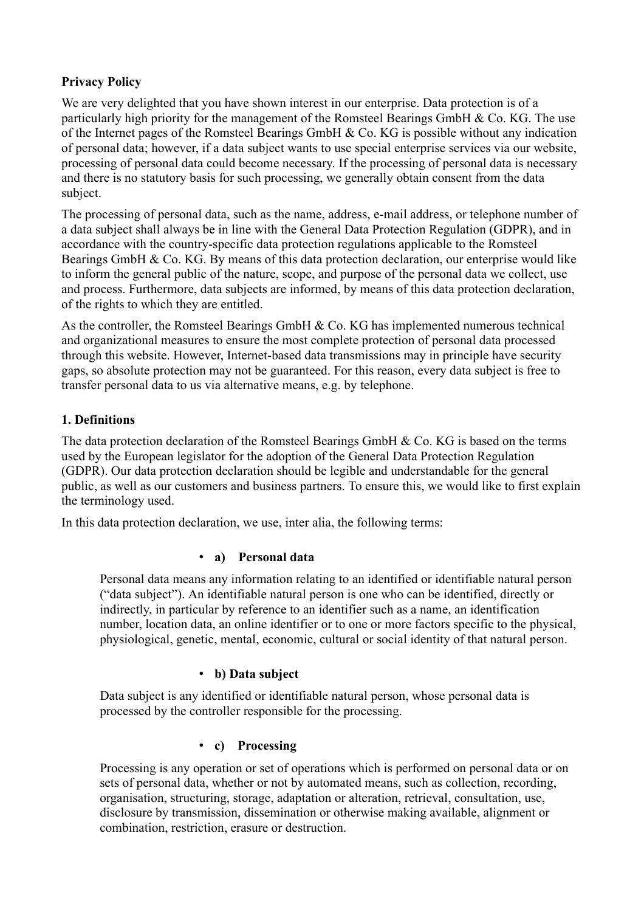**Privacy Policy**

We are very delighted that you have shown interest in our enterprise. Data protection is of a particularly high priority for the management of the Romsteel Bearings GmbH & Co. KG. The use of the Internet pages of the Romsteel Bearings GmbH & Co. KG is possible without any indication of personal data; however, if a data subject wants to use special enterprise services via our website, processing of personal data could become necessary. If the processing of personal data is necessary and there is no statutory basis for such processing, we generally obtain consent from the data subject.

The processing of personal data, such as the name, address, e-mail address, or telephone number of a data subject shall always be in line with the General Data Protection Regulation (GDPR), and in accordance with the country-specific data protection regulations applicable to the Romsteel Bearings GmbH & Co. KG. By means of this data protection declaration, our enterprise would like to inform the general public of the nature, scope, and purpose of the personal data we collect, use and process. Furthermore, data subjects are informed, by means of this data protection declaration, of the rights to which they are entitled.

As the controller, the Romsteel Bearings GmbH & Co. KG has implemented numerous technical and organizational measures to ensure the most complete protection of personal data processed through this website. However, Internet-based data transmissions may in principle have security gaps, so absolute protection may not be guaranteed. For this reason, every data subject is free to transfer personal data to us via alternative means, e.g. by telephone.

**1. Definitions**

The data protection declaration of the Romsteel Bearings GmbH & Co. KG is based on the terms used by the European legislator for the adoption of the General Data Protection Regulation (GDPR). Our data protection declaration should be legible and understandable for the general public, as well as our customers and business partners. To ensure this, we would like to first explain the terminology used.

In this data protection declaration, we use, inter alia, the following terms:

- **a) Personal data**

  Personal data means any information relating to an identified or identifiable natural person ("data subject"). An identifiable natural person is one who can be identified, directly or indirectly, in particular by reference to an identifier such as a name, an identification number, location data, an online identifier or to one or more factors specific to the physical, physiological, genetic, mental, economic, cultural or social identity of that natural person.

- **b) Data subject**

  Data subject is any identified or identifiable natural person, whose personal data is processed by the controller responsible for the processing.

- **c) Processing**

  Processing is any operation or set of operations which is performed on personal data or on sets of personal data, whether or not by automated means, such as collection, recording, organisation, structuring, storage, adaptation or alteration, retrieval, consultation, use, disclosure by transmission, dissemination or otherwise making available, alignment or combination, restriction, erasure or destruction.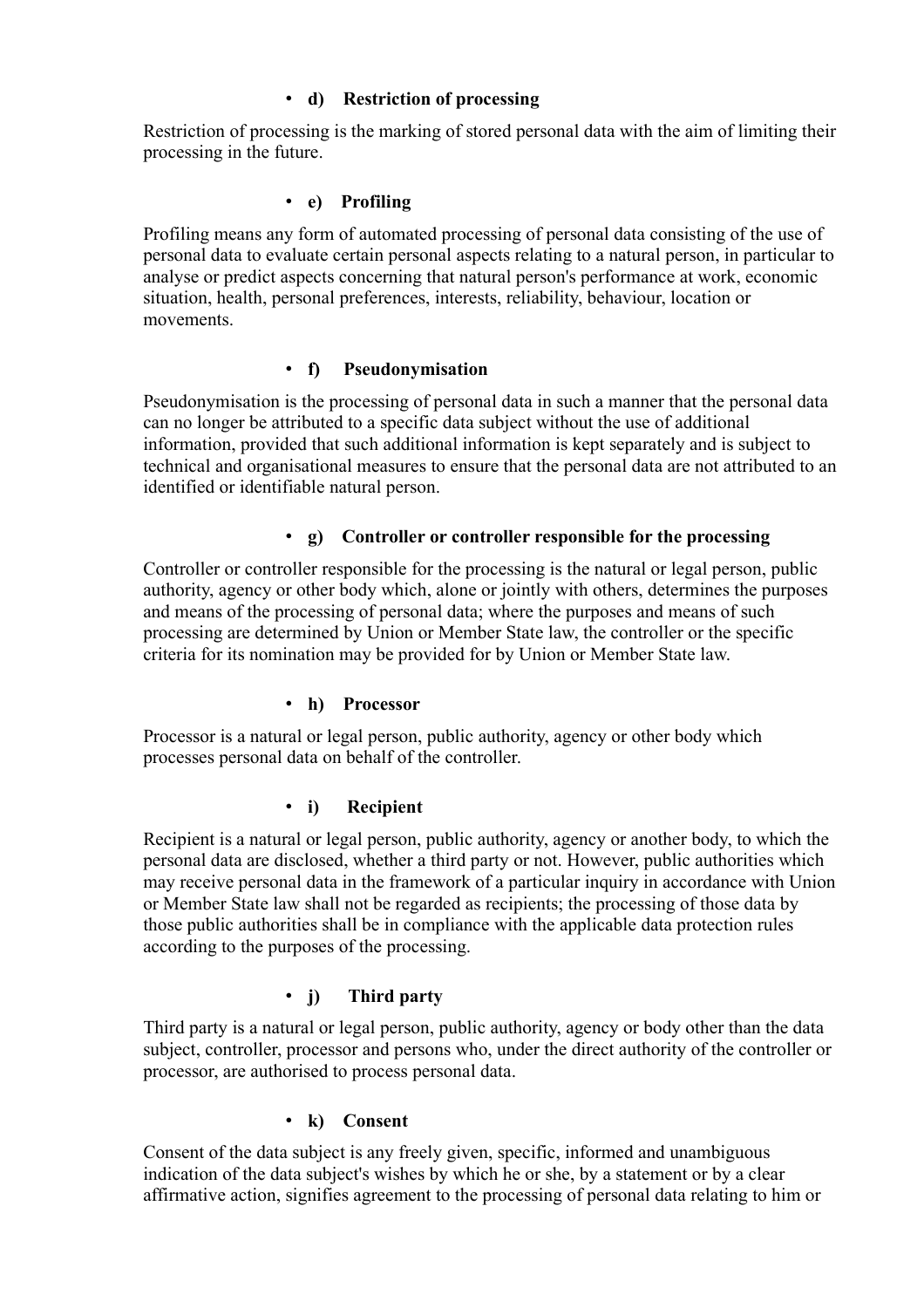- **d) Restriction of processing**

Restriction of processing is the marking of stored personal data with the aim of limiting their processing in the future.

- **e) Profiling**

Profiling means any form of automated processing of personal data consisting of the use of personal data to evaluate certain personal aspects relating to a natural person, in particular to analyse or predict aspects concerning that natural person's performance at work, economic situation, health, personal preferences, interests, reliability, behaviour, location or movements.

- **f) Pseudonymisation**

Pseudonymisation is the processing of personal data in such a manner that the personal data can no longer be attributed to a specific data subject without the use of additional information, provided that such additional information is kept separately and is subject to technical and organisational measures to ensure that the personal data are not attributed to an identified or identifiable natural person.

- **g) Controller or controller responsible for the processing**

Controller or controller responsible for the processing is the natural or legal person, public authority, agency or other body which, alone or jointly with others, determines the purposes and means of the processing of personal data; where the purposes and means of such processing are determined by Union or Member State law, the controller or the specific criteria for its nomination may be provided for by Union or Member State law.

- **h) Processor**

Processor is a natural or legal person, public authority, agency or other body which processes personal data on behalf of the controller.

- **i) Recipient**

Recipient is a natural or legal person, public authority, agency or another body, to which the personal data are disclosed, whether a third party or not. However, public authorities which may receive personal data in the framework of a particular inquiry in accordance with Union or Member State law shall not be regarded as recipients; the processing of those data by those public authorities shall be in compliance with the applicable data protection rules according to the purposes of the processing.

- **j) Third party**

Third party is a natural or legal person, public authority, agency or body other than the data subject, controller, processor and persons who, under the direct authority of the controller or processor, are authorised to process personal data.

- **k) Consent**

Consent of the data subject is any freely given, specific, informed and unambiguous indication of the data subject's wishes by which he or she, by a statement or by a clear affirmative action, signifies agreement to the processing of personal data relating to him or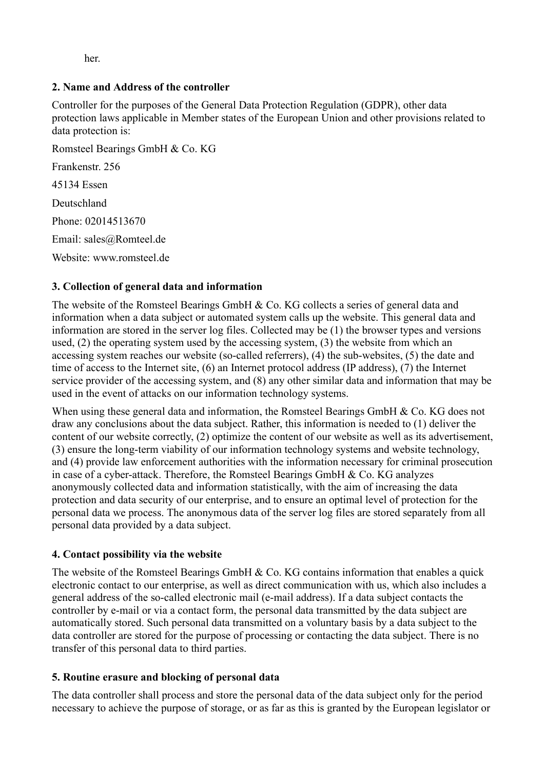her.

### 2. Name and Address of the controller

Controller for the purposes of the General Data Protection Regulation (GDPR), other data protection laws applicable in Member states of the European Union and other provisions related to data protection is:

Romsteel Bearings GmbH & Co. KG

Frankenstr. 256

45134 Essen

Deutschland

Phone: 02014513670

Email: sales@Romteel.de

Website: www.romsteel.de

### 3. Collection of general data and information

The website of the Romsteel Bearings GmbH & Co. KG collects a series of general data and information when a data subject or automated system calls up the website. This general data and information are stored in the server log files. Collected may be (1) the browser types and versions used, (2) the operating system used by the accessing system, (3) the website from which an accessing system reaches our website (so-called referrers), (4) the sub-websites, (5) the date and time of access to the Internet site, (6) an Internet protocol address (IP address), (7) the Internet service provider of the accessing system, and (8) any other similar data and information that may be used in the event of attacks on our information technology systems.

When using these general data and information, the Romsteel Bearings GmbH & Co. KG does not draw any conclusions about the data subject. Rather, this information is needed to (1) deliver the content of our website correctly, (2) optimize the content of our website as well as its advertisement, (3) ensure the long-term viability of our information technology systems and website technology, and (4) provide law enforcement authorities with the information necessary for criminal prosecution in case of a cyber-attack. Therefore, the Romsteel Bearings GmbH & Co. KG analyzes anonymously collected data and information statistically, with the aim of increasing the data protection and data security of our enterprise, and to ensure an optimal level of protection for the personal data we process. The anonymous data of the server log files are stored separately from all personal data provided by a data subject.

### 4. Contact possibility via the website

The website of the Romsteel Bearings GmbH & Co. KG contains information that enables a quick electronic contact to our enterprise, as well as direct communication with us, which also includes a general address of the so-called electronic mail (e-mail address). If a data subject contacts the controller by e-mail or via a contact form, the personal data transmitted by the data subject are automatically stored. Such personal data transmitted on a voluntary basis by a data subject to the data controller are stored for the purpose of processing or contacting the data subject. There is no transfer of this personal data to third parties.

### 5. Routine erasure and blocking of personal data

The data controller shall process and store the personal data of the data subject only for the period necessary to achieve the purpose of storage, or as far as this is granted by the European legislator or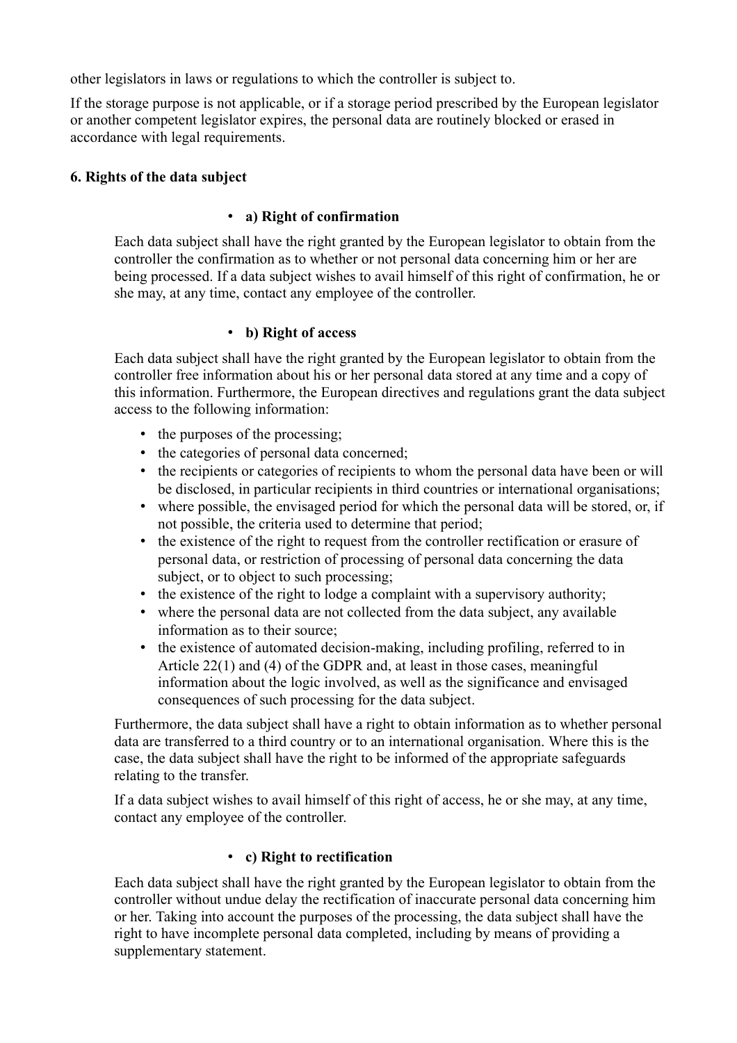other legislators in laws or regulations to which the controller is subject to.

If the storage purpose is not applicable, or if a storage period prescribed by the European legislator or another competent legislator expires, the personal data are routinely blocked or erased in accordance with legal requirements.

**6. Rights of the data subject**

- **a) Right of confirmation**

Each data subject shall have the right granted by the European legislator to obtain from the controller the confirmation as to whether or not personal data concerning him or her are being processed. If a data subject wishes to avail himself of this right of confirmation, he or she may, at any time, contact any employee of the controller.

- **b) Right of access**

Each data subject shall have the right granted by the European legislator to obtain from the controller free information about his or her personal data stored at any time and a copy of this information. Furthermore, the European directives and regulations grant the data subject access to the following information:

- the purposes of the processing;
- the categories of personal data concerned;
- the recipients or categories of recipients to whom the personal data have been or will be disclosed, in particular recipients in third countries or international organisations;
- where possible, the envisaged period for which the personal data will be stored, or, if not possible, the criteria used to determine that period;
- the existence of the right to request from the controller rectification or erasure of personal data, or restriction of processing of personal data concerning the data subject, or to object to such processing;
- the existence of the right to lodge a complaint with a supervisory authority;
- where the personal data are not collected from the data subject, any available information as to their source;
- the existence of automated decision-making, including profiling, referred to in Article 22(1) and (4) of the GDPR and, at least in those cases, meaningful information about the logic involved, as well as the significance and envisaged consequences of such processing for the data subject.

Furthermore, the data subject shall have a right to obtain information as to whether personal data are transferred to a third country or to an international organisation. Where this is the case, the data subject shall have the right to be informed of the appropriate safeguards relating to the transfer.

If a data subject wishes to avail himself of this right of access, he or she may, at any time, contact any employee of the controller.

- **c) Right to rectification**

Each data subject shall have the right granted by the European legislator to obtain from the controller without undue delay the rectification of inaccurate personal data concerning him or her. Taking into account the purposes of the processing, the data subject shall have the right to have incomplete personal data completed, including by means of providing a supplementary statement.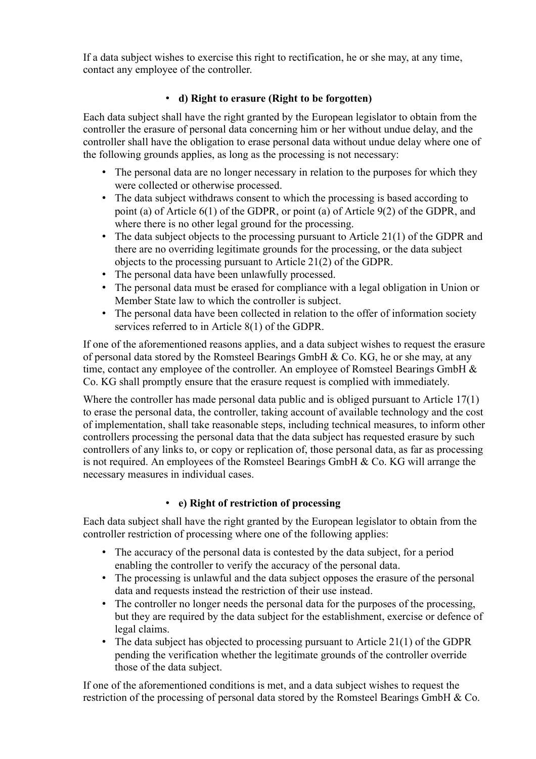If a data subject wishes to exercise this right to rectification, he or she may, at any time, contact any employee of the controller.

- **d) Right to erasure (Right to be forgotten)**

Each data subject shall have the right granted by the European legislator to obtain from the controller the erasure of personal data concerning him or her without undue delay, and the controller shall have the obligation to erase personal data without undue delay where one of the following grounds applies, as long as the processing is not necessary:

- The personal data are no longer necessary in relation to the purposes for which they were collected or otherwise processed.
- The data subject withdraws consent to which the processing is based according to point (a) of Article 6(1) of the GDPR, or point (a) of Article 9(2) of the GDPR, and where there is no other legal ground for the processing.
- The data subject objects to the processing pursuant to Article 21(1) of the GDPR and there are no overriding legitimate grounds for the processing, or the data subject objects to the processing pursuant to Article 21(2) of the GDPR.
- The personal data have been unlawfully processed.
- The personal data must be erased for compliance with a legal obligation in Union or Member State law to which the controller is subject.
- The personal data have been collected in relation to the offer of information society services referred to in Article 8(1) of the GDPR.

If one of the aforementioned reasons applies, and a data subject wishes to request the erasure of personal data stored by the Romsteel Bearings GmbH & Co. KG, he or she may, at any time, contact any employee of the controller. An employee of Romsteel Bearings GmbH & Co. KG shall promptly ensure that the erasure request is complied with immediately.

Where the controller has made personal data public and is obliged pursuant to Article 17(1) to erase the personal data, the controller, taking account of available technology and the cost of implementation, shall take reasonable steps, including technical measures, to inform other controllers processing the personal data that the data subject has requested erasure by such controllers of any links to, or copy or replication of, those personal data, as far as processing is not required. An employees of the Romsteel Bearings GmbH & Co. KG will arrange the necessary measures in individual cases.

- **e) Right of restriction of processing**

Each data subject shall have the right granted by the European legislator to obtain from the controller restriction of processing where one of the following applies:

- The accuracy of the personal data is contested by the data subject, for a period enabling the controller to verify the accuracy of the personal data.
- The processing is unlawful and the data subject opposes the erasure of the personal data and requests instead the restriction of their use instead.
- The controller no longer needs the personal data for the purposes of the processing, but they are required by the data subject for the establishment, exercise or defence of legal claims.
- The data subject has objected to processing pursuant to Article 21(1) of the GDPR pending the verification whether the legitimate grounds of the controller override those of the data subject.

If one of the aforementioned conditions is met, and a data subject wishes to request the restriction of the processing of personal data stored by the Romsteel Bearings GmbH & Co.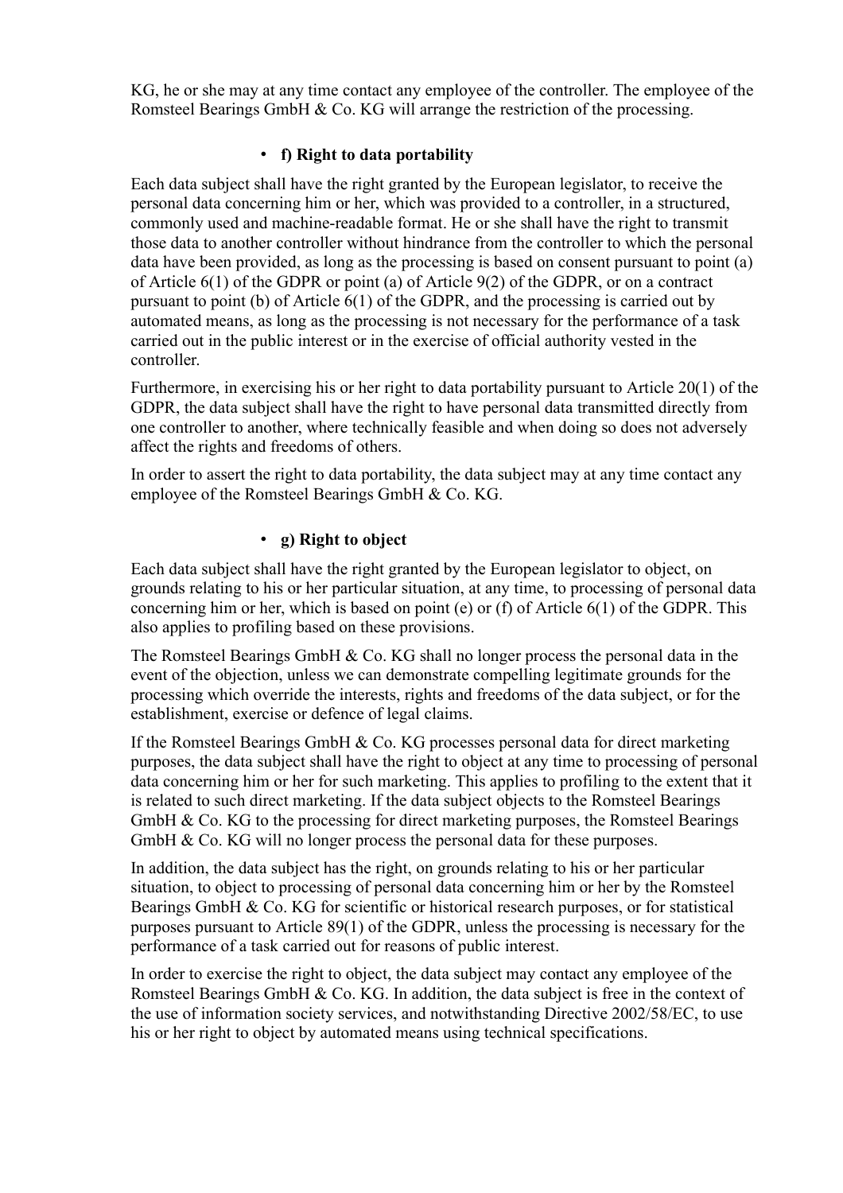KG, he or she may at any time contact any employee of the controller. The employee of the Romsteel Bearings GmbH & Co. KG will arrange the restriction of the processing.

- **f) Right to data portability**

Each data subject shall have the right granted by the European legislator, to receive the personal data concerning him or her, which was provided to a controller, in a structured, commonly used and machine-readable format. He or she shall have the right to transmit those data to another controller without hindrance from the controller to which the personal data have been provided, as long as the processing is based on consent pursuant to point (a) of Article 6(1) of the GDPR or point (a) of Article 9(2) of the GDPR, or on a contract pursuant to point (b) of Article 6(1) of the GDPR, and the processing is carried out by automated means, as long as the processing is not necessary for the performance of a task carried out in the public interest or in the exercise of official authority vested in the controller.

Furthermore, in exercising his or her right to data portability pursuant to Article 20(1) of the GDPR, the data subject shall have the right to have personal data transmitted directly from one controller to another, where technically feasible and when doing so does not adversely affect the rights and freedoms of others.

In order to assert the right to data portability, the data subject may at any time contact any employee of the Romsteel Bearings GmbH & Co. KG.

- **g) Right to object**

Each data subject shall have the right granted by the European legislator to object, on grounds relating to his or her particular situation, at any time, to processing of personal data concerning him or her, which is based on point (e) or (f) of Article 6(1) of the GDPR. This also applies to profiling based on these provisions.

The Romsteel Bearings GmbH & Co. KG shall no longer process the personal data in the event of the objection, unless we can demonstrate compelling legitimate grounds for the processing which override the interests, rights and freedoms of the data subject, or for the establishment, exercise or defence of legal claims.

If the Romsteel Bearings GmbH & Co. KG processes personal data for direct marketing purposes, the data subject shall have the right to object at any time to processing of personal data concerning him or her for such marketing. This applies to profiling to the extent that it is related to such direct marketing. If the data subject objects to the Romsteel Bearings GmbH & Co. KG to the processing for direct marketing purposes, the Romsteel Bearings GmbH & Co. KG will no longer process the personal data for these purposes.

In addition, the data subject has the right, on grounds relating to his or her particular situation, to object to processing of personal data concerning him or her by the Romsteel Bearings GmbH & Co. KG for scientific or historical research purposes, or for statistical purposes pursuant to Article 89(1) of the GDPR, unless the processing is necessary for the performance of a task carried out for reasons of public interest.

In order to exercise the right to object, the data subject may contact any employee of the Romsteel Bearings GmbH & Co. KG. In addition, the data subject is free in the context of the use of information society services, and notwithstanding Directive 2002/58/EC, to use his or her right to object by automated means using technical specifications.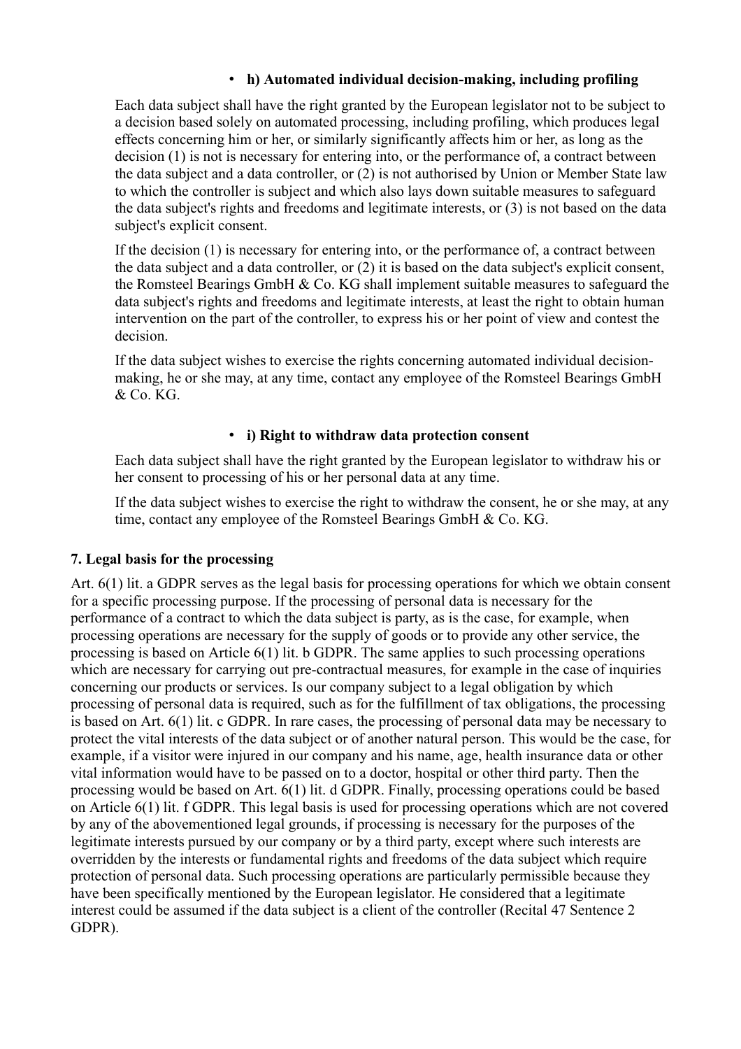- **h) Automated individual decision-making, including profiling**

Each data subject shall have the right granted by the European legislator not to be subject to a decision based solely on automated processing, including profiling, which produces legal effects concerning him or her, or similarly significantly affects him or her, as long as the decision (1) is not is necessary for entering into, or the performance of, a contract between the data subject and a data controller, or (2) is not authorised by Union or Member State law to which the controller is subject and which also lays down suitable measures to safeguard the data subject's rights and freedoms and legitimate interests, or (3) is not based on the data subject's explicit consent.

If the decision (1) is necessary for entering into, or the performance of, a contract between the data subject and a data controller, or (2) it is based on the data subject's explicit consent, the Romsteel Bearings GmbH & Co. KG shall implement suitable measures to safeguard the data subject's rights and freedoms and legitimate interests, at least the right to obtain human intervention on the part of the controller, to express his or her point of view and contest the decision.

If the data subject wishes to exercise the rights concerning automated individual decision-making, he or she may, at any time, contact any employee of the Romsteel Bearings GmbH & Co. KG.

- **i) Right to withdraw data protection consent**

Each data subject shall have the right granted by the European legislator to withdraw his or her consent to processing of his or her personal data at any time.

If the data subject wishes to exercise the right to withdraw the consent, he or she may, at any time, contact any employee of the Romsteel Bearings GmbH & Co. KG.

### 7. Legal basis for the processing

Art. 6(1) lit. a GDPR serves as the legal basis for processing operations for which we obtain consent for a specific processing purpose. If the processing of personal data is necessary for the performance of a contract to which the data subject is party, as is the case, for example, when processing operations are necessary for the supply of goods or to provide any other service, the processing is based on Article 6(1) lit. b GDPR. The same applies to such processing operations which are necessary for carrying out pre-contractual measures, for example in the case of inquiries concerning our products or services. Is our company subject to a legal obligation by which processing of personal data is required, such as for the fulfillment of tax obligations, the processing is based on Art. 6(1) lit. c GDPR. In rare cases, the processing of personal data may be necessary to protect the vital interests of the data subject or of another natural person. This would be the case, for example, if a visitor were injured in our company and his name, age, health insurance data or other vital information would have to be passed on to a doctor, hospital or other third party. Then the processing would be based on Art. 6(1) lit. d GDPR. Finally, processing operations could be based on Article 6(1) lit. f GDPR. This legal basis is used for processing operations which are not covered by any of the abovementioned legal grounds, if processing is necessary for the purposes of the legitimate interests pursued by our company or by a third party, except where such interests are overridden by the interests or fundamental rights and freedoms of the data subject which require protection of personal data. Such processing operations are particularly permissible because they have been specifically mentioned by the European legislator. He considered that a legitimate interest could be assumed if the data subject is a client of the controller (Recital 47 Sentence 2 GDPR).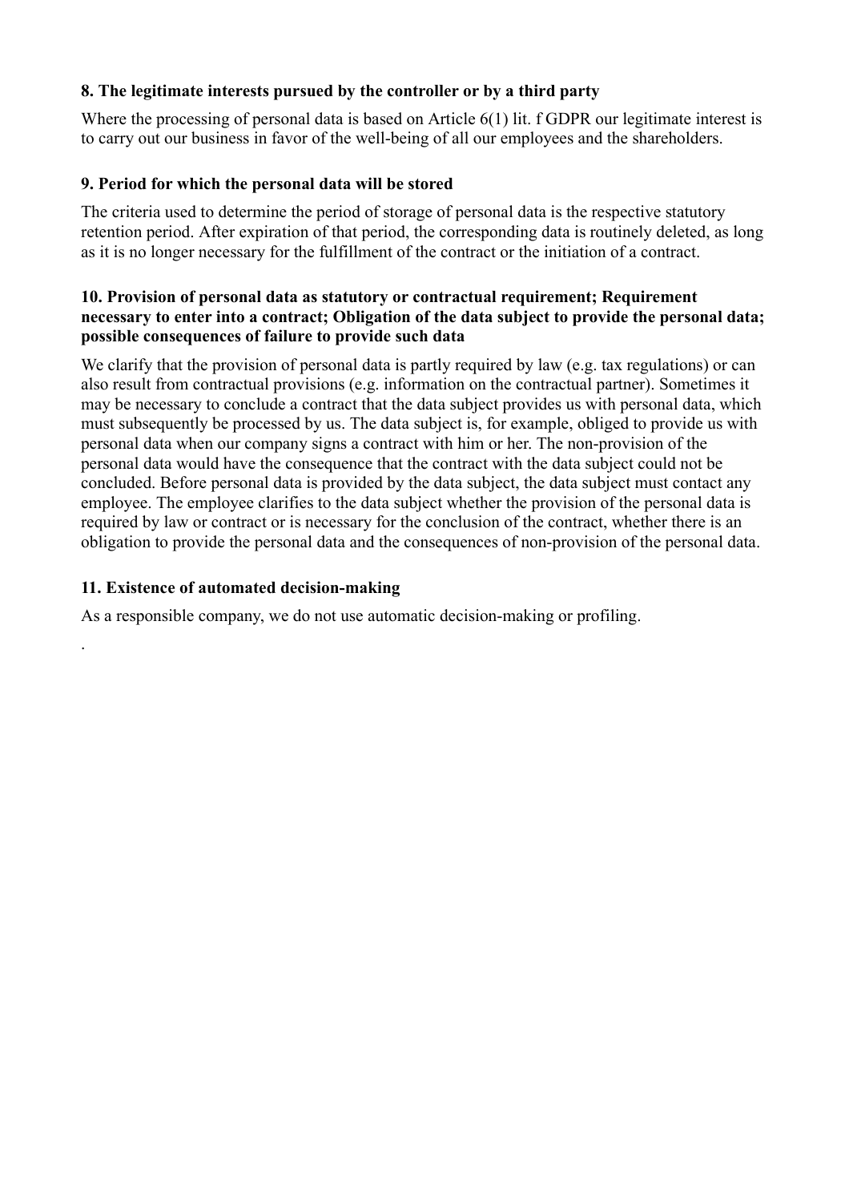## 8. The legitimate interests pursued by the controller or by a third party

Where the processing of personal data is based on Article 6(1) lit. f GDPR our legitimate interest is to carry out our business in favor of the well-being of all our employees and the shareholders.

## 9. Period for which the personal data will be stored

The criteria used to determine the period of storage of personal data is the respective statutory retention period. After expiration of that period, the corresponding data is routinely deleted, as long as it is no longer necessary for the fulfillment of the contract or the initiation of a contract.

## 10. Provision of personal data as statutory or contractual requirement; Requirement necessary to enter into a contract; Obligation of the data subject to provide the personal data; possible consequences of failure to provide such data

We clarify that the provision of personal data is partly required by law (e.g. tax regulations) or can also result from contractual provisions (e.g. information on the contractual partner). Sometimes it may be necessary to conclude a contract that the data subject provides us with personal data, which must subsequently be processed by us. The data subject is, for example, obliged to provide us with personal data when our company signs a contract with him or her. The non-provision of the personal data would have the consequence that the contract with the data subject could not be concluded. Before personal data is provided by the data subject, the data subject must contact any employee. The employee clarifies to the data subject whether the provision of the personal data is required by law or contract or is necessary for the conclusion of the contract, whether there is an obligation to provide the personal data and the consequences of non-provision of the personal data.

## 11. Existence of automated decision-making

As a responsible company, we do not use automatic decision-making or profiling.

.